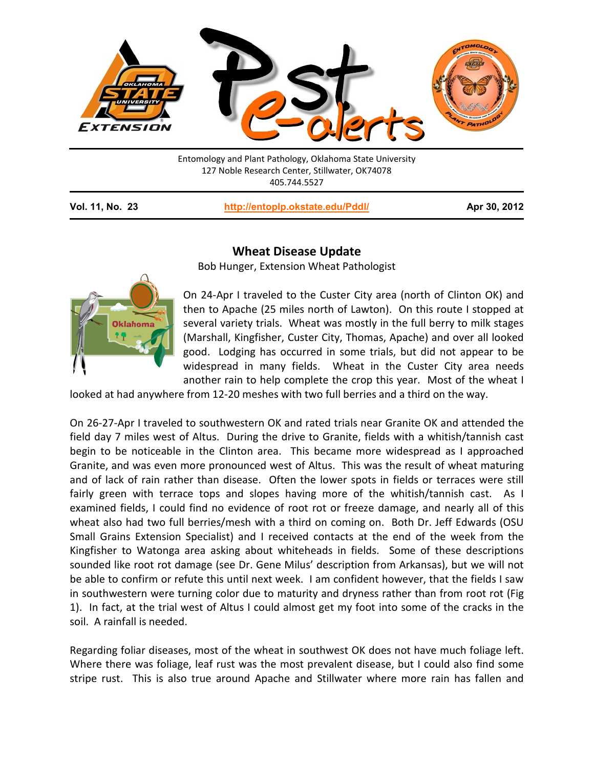Entomology and Plant Pathology, Oklahoma State University
127 Noble Research Center, Stillwater, OK74078
405.744.5527

**Vol. 11, No. 23** **http://entoplp.okstate.edu/Pddl/** **Apr 30, 2012**

## Wheat Disease Update

Bob Hunger, Extension Wheat Pathologist

On 24-Apr I traveled to the Custer City area (north of Clinton OK) and then to Apache (25 miles north of Lawton). On this route I stopped at several variety trials. Wheat was mostly in the full berry to milk stages (Marshall, Kingfisher, Custer City, Thomas, Apache) and over all looked good. Lodging has occurred in some trials, but did not appear to be widespread in many fields. Wheat in the Custer City area needs another rain to help complete the crop this year. Most of the wheat I looked at had anywhere from 12-20 meshes with two full berries and a third on the way.

On 26-27-Apr I traveled to southwestern OK and rated trials near Granite OK and attended the field day 7 miles west of Altus. During the drive to Granite, fields with a whitish/tannish cast begin to be noticeable in the Clinton area. This became more widespread as I approached Granite, and was even more pronounced west of Altus. This was the result of wheat maturing and of lack of rain rather than disease. Often the lower spots in fields or terraces were still fairly green with terrace tops and slopes having more of the whitish/tannish cast. As I examined fields, I could find no evidence of root rot or freeze damage, and nearly all of this wheat also had two full berries/mesh with a third on coming on. Both Dr. Jeff Edwards (OSU Small Grains Extension Specialist) and I received contacts at the end of the week from the Kingfisher to Watonga area asking about whiteheads in fields. Some of these descriptions sounded like root rot damage (see Dr. Gene Milus' description from Arkansas), but we will not be able to confirm or refute this until next week. I am confident however, that the fields I saw in southwestern were turning color due to maturity and dryness rather than from root rot (Fig 1). In fact, at the trial west of Altus I could almost get my foot into some of the cracks in the soil. A rainfall is needed.

Regarding foliar diseases, most of the wheat in southwest OK does not have much foliage left. Where there was foliage, leaf rust was the most prevalent disease, but I could also find some stripe rust. This is also true around Apache and Stillwater where more rain has fallen and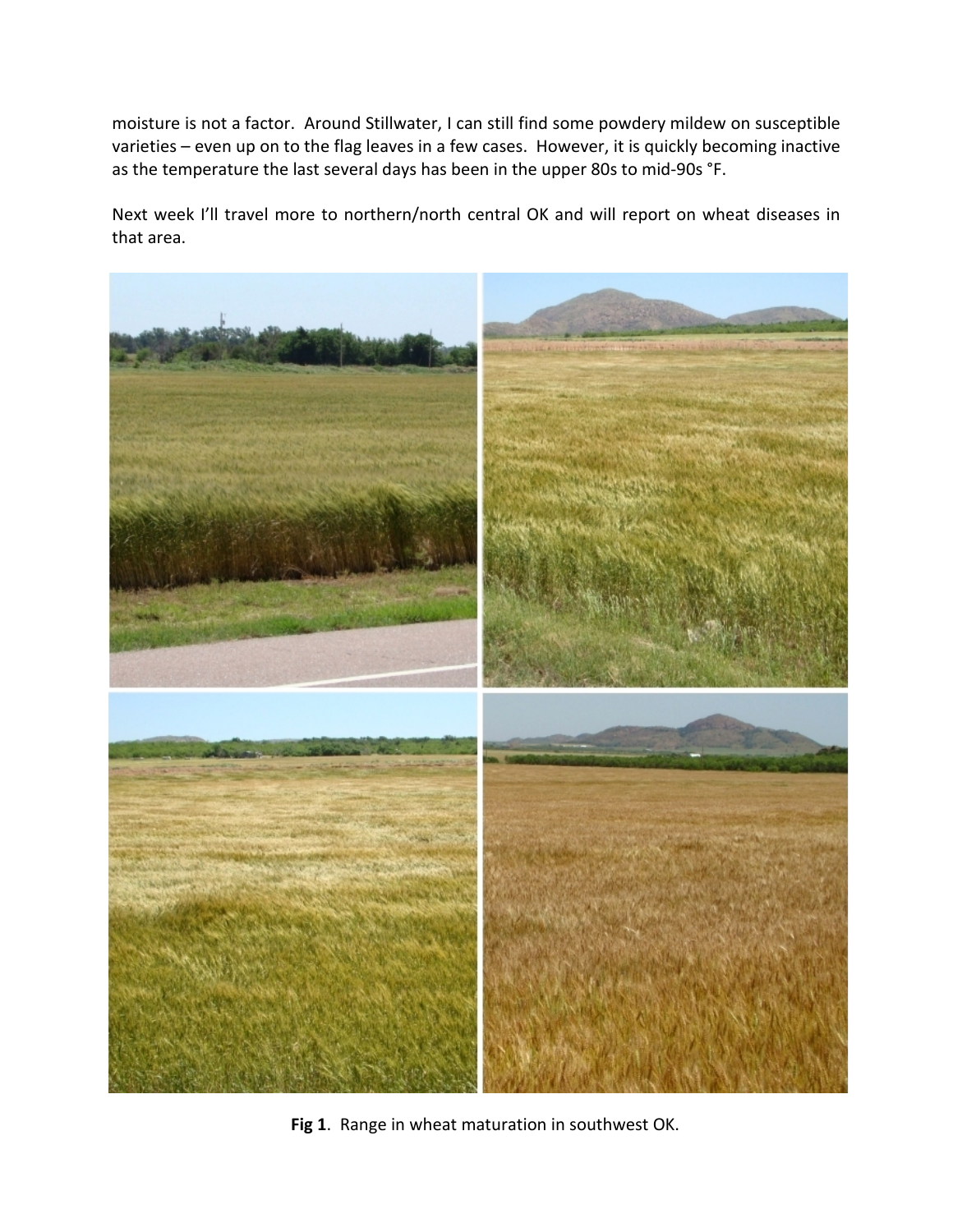moisture is not a factor. Around Stillwater, I can still find some powdery mildew on susceptible varieties – even up on to the flag leaves in a few cases. However, it is quickly becoming inactive as the temperature the last several days has been in the upper 80s to mid-90s °F.

Next week I'll travel more to northern/north central OK and will report on wheat diseases in that area.

**Fig 1**. Range in wheat maturation in southwest OK.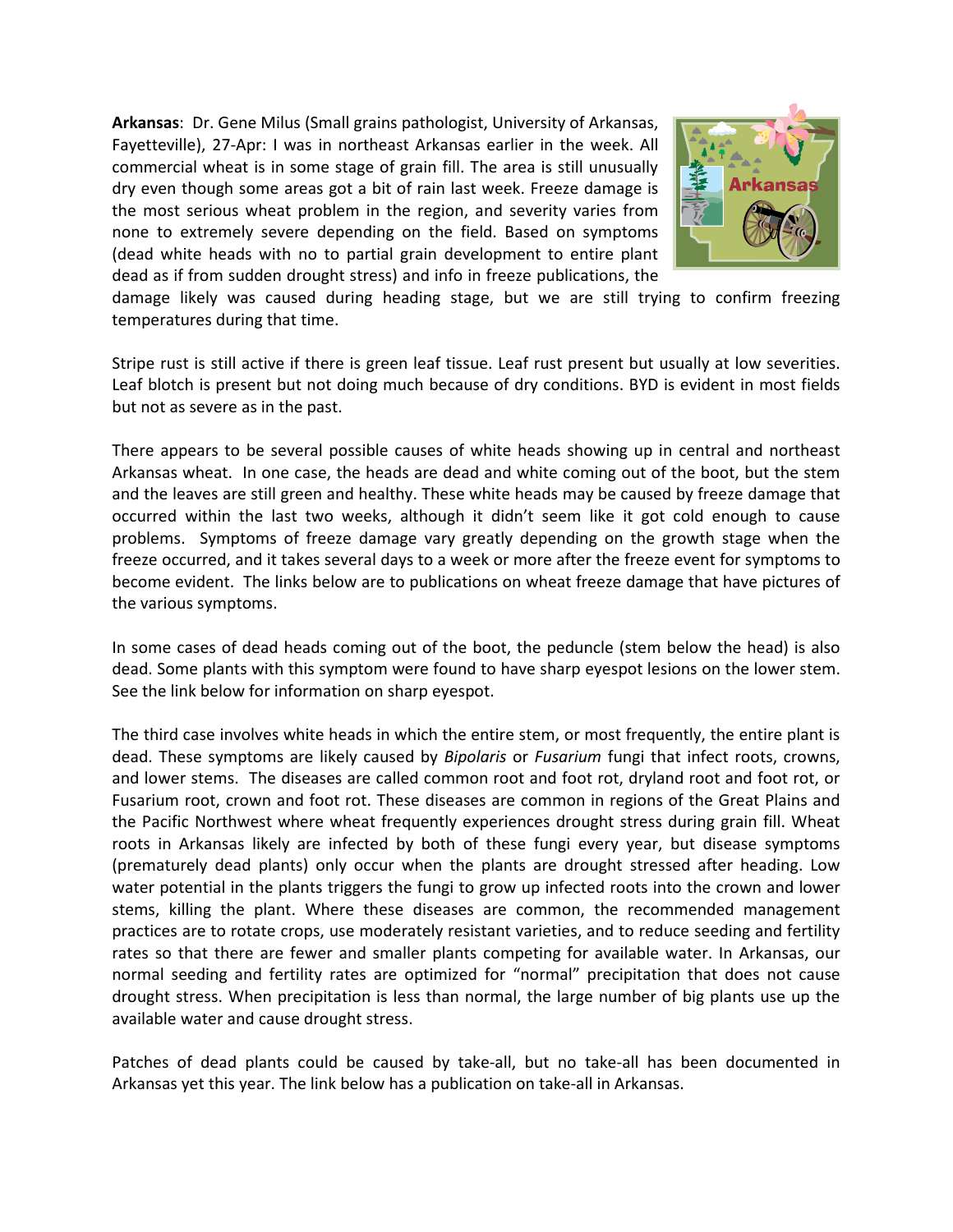**Arkansas**: Dr. Gene Milus (Small grains pathologist, University of Arkansas, Fayetteville), 27-Apr: I was in northeast Arkansas earlier in the week. All commercial wheat is in some stage of grain fill. The area is still unusually dry even though some areas got a bit of rain last week. Freeze damage is the most serious wheat problem in the region, and severity varies from none to extremely severe depending on the field. Based on symptoms (dead white heads with no to partial grain development to entire plant dead as if from sudden drought stress) and info in freeze publications, the damage likely was caused during heading stage, but we are still trying to confirm freezing temperatures during that time.

Stripe rust is still active if there is green leaf tissue. Leaf rust present but usually at low severities. Leaf blotch is present but not doing much because of dry conditions. BYD is evident in most fields but not as severe as in the past.

There appears to be several possible causes of white heads showing up in central and northeast Arkansas wheat. In one case, the heads are dead and white coming out of the boot, but the stem and the leaves are still green and healthy. These white heads may be caused by freeze damage that occurred within the last two weeks, although it didn't seem like it got cold enough to cause problems. Symptoms of freeze damage vary greatly depending on the growth stage when the freeze occurred, and it takes several days to a week or more after the freeze event for symptoms to become evident. The links below are to publications on wheat freeze damage that have pictures of the various symptoms.

In some cases of dead heads coming out of the boot, the peduncle (stem below the head) is also dead. Some plants with this symptom were found to have sharp eyespot lesions on the lower stem. See the link below for information on sharp eyespot.

The third case involves white heads in which the entire stem, or most frequently, the entire plant is dead. These symptoms are likely caused by *Bipolaris* or *Fusarium* fungi that infect roots, crowns, and lower stems. The diseases are called common root and foot rot, dryland root and foot rot, or Fusarium root, crown and foot rot. These diseases are common in regions of the Great Plains and the Pacific Northwest where wheat frequently experiences drought stress during grain fill. Wheat roots in Arkansas likely are infected by both of these fungi every year, but disease symptoms (prematurely dead plants) only occur when the plants are drought stressed after heading. Low water potential in the plants triggers the fungi to grow up infected roots into the crown and lower stems, killing the plant. Where these diseases are common, the recommended management practices are to rotate crops, use moderately resistant varieties, and to reduce seeding and fertility rates so that there are fewer and smaller plants competing for available water. In Arkansas, our normal seeding and fertility rates are optimized for "normal" precipitation that does not cause drought stress. When precipitation is less than normal, the large number of big plants use up the available water and cause drought stress.

Patches of dead plants could be caused by take-all, but no take-all has been documented in Arkansas yet this year. The link below has a publication on take-all in Arkansas.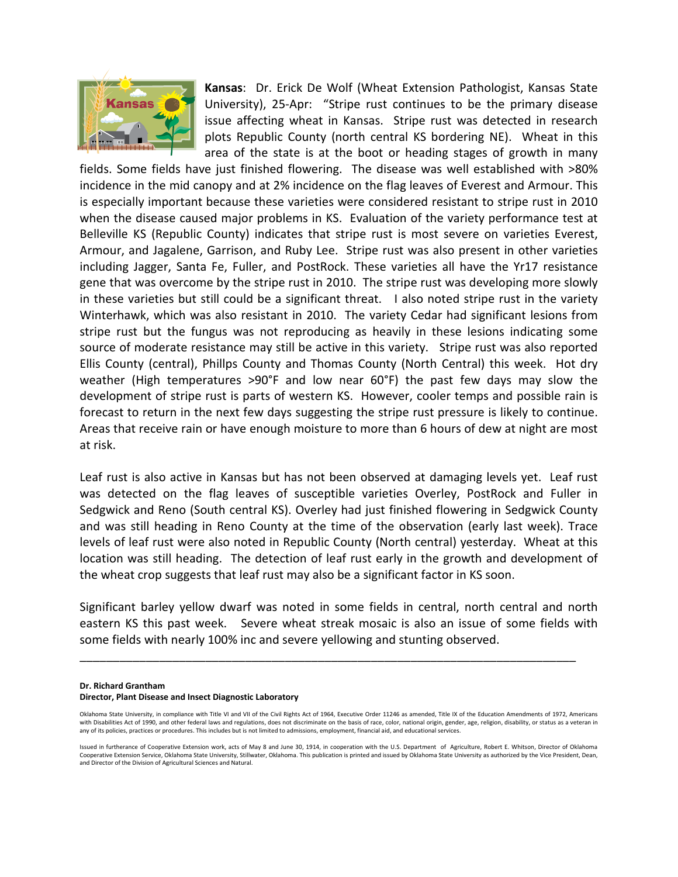**Kansas**: Dr. Erick De Wolf (Wheat Extension Pathologist, Kansas State University), 25-Apr: "Stripe rust continues to be the primary disease issue affecting wheat in Kansas. Stripe rust was detected in research plots Republic County (north central KS bordering NE). Wheat in this area of the state is at the boot or heading stages of growth in many fields. Some fields have just finished flowering. The disease was well established with >80% incidence in the mid canopy and at 2% incidence on the flag leaves of Everest and Armour. This is especially important because these varieties were considered resistant to stripe rust in 2010 when the disease caused major problems in KS. Evaluation of the variety performance test at Belleville KS (Republic County) indicates that stripe rust is most severe on varieties Everest, Armour, and Jagalene, Garrison, and Ruby Lee. Stripe rust was also present in other varieties including Jagger, Santa Fe, Fuller, and PostRock. These varieties all have the Yr17 resistance gene that was overcome by the stripe rust in 2010. The stripe rust was developing more slowly in these varieties but still could be a significant threat. I also noted stripe rust in the variety Winterhawk, which was also resistant in 2010. The variety Cedar had significant lesions from stripe rust but the fungus was not reproducing as heavily in these lesions indicating some source of moderate resistance may still be active in this variety. Stripe rust was also reported Ellis County (central), Phillps County and Thomas County (North Central) this week. Hot dry weather (High temperatures >90°F and low near 60°F) the past few days may slow the development of stripe rust is parts of western KS. However, cooler temps and possible rain is forecast to return in the next few days suggesting the stripe rust pressure is likely to continue. Areas that receive rain or have enough moisture to more than 6 hours of dew at night are most at risk.

Leaf rust is also active in Kansas but has not been observed at damaging levels yet. Leaf rust was detected on the flag leaves of susceptible varieties Overley, PostRock and Fuller in Sedgwick and Reno (South central KS). Overley had just finished flowering in Sedgwick County and was still heading in Reno County at the time of the observation (early last week). Trace levels of leaf rust were also noted in Republic County (North central) yesterday. Wheat at this location was still heading. The detection of leaf rust early in the growth and development of the wheat crop suggests that leaf rust may also be a significant factor in KS soon.

Significant barley yellow dwarf was noted in some fields in central, north central and north eastern KS this past week. Severe wheat streak mosaic is also an issue of some fields with some fields with nearly 100% inc and severe yellowing and stunting observed.

---

**Dr. Richard Grantham**
**Director, Plant Disease and Insect Diagnostic Laboratory**

Oklahoma State University, in compliance with Title VI and VII of the Civil Rights Act of 1964, Executive Order 11246 as amended, Title IX of the Education Amendments of 1972, Americans with Disabilities Act of 1990, and other federal laws and regulations, does not discriminate on the basis of race, color, national origin, gender, age, religion, disability, or status as a veteran in any of its policies, practices or procedures. This includes but is not limited to admissions, employment, financial aid, and educational services.

Issued in furtherance of Cooperative Extension work, acts of May 8 and June 30, 1914, in cooperation with the U.S. Department of Agriculture, Robert E. Whitson, Director of Oklahoma Cooperative Extension Service, Oklahoma State University, Stillwater, Oklahoma. This publication is printed and issued by Oklahoma State University as authorized by the Vice President, Dean, and Director of the Division of Agricultural Sciences and Natural.